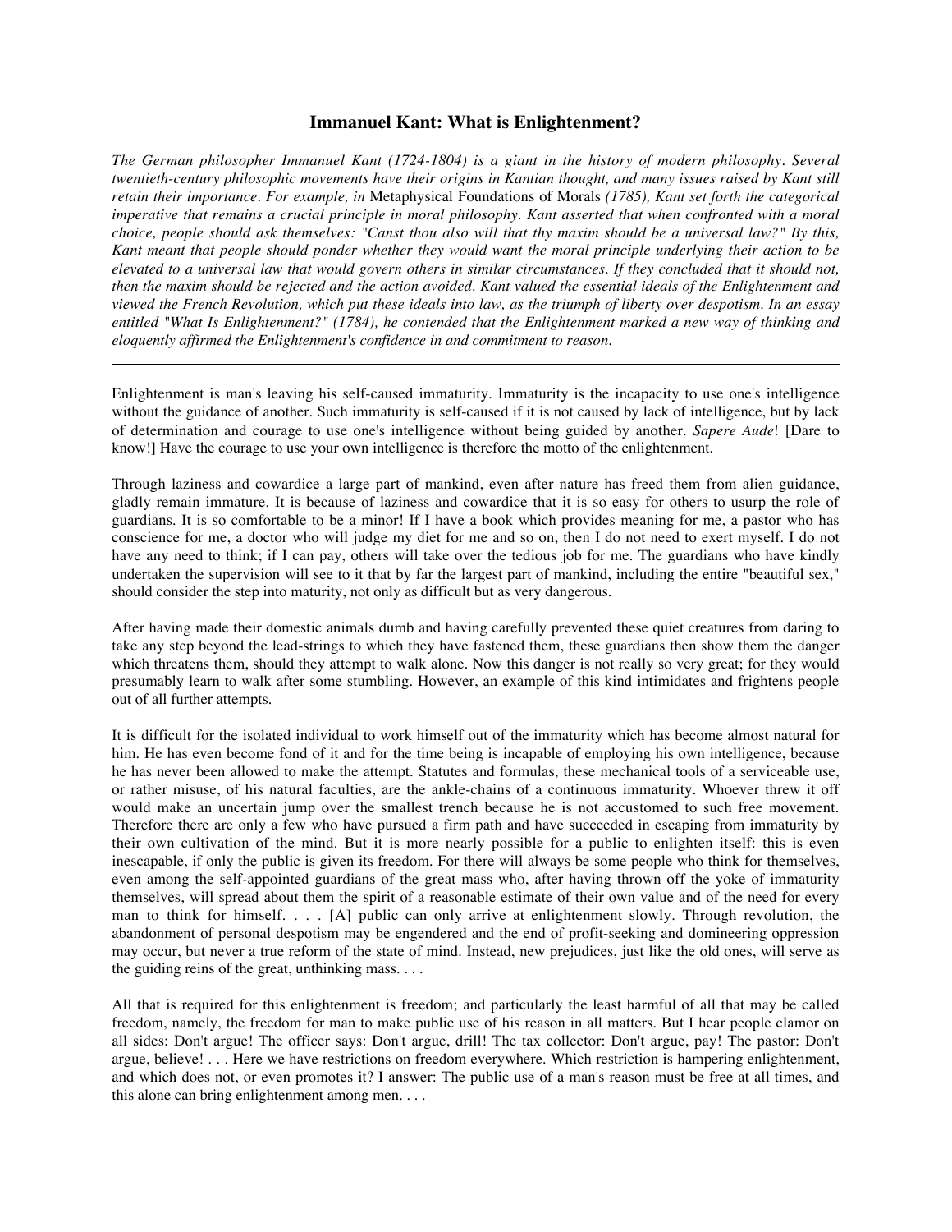## Immanuel Kant: What is Enlightenment?

*The German philosopher Immanuel Kant (1724-1804) is a giant in the history of modern philosophy. Several twentieth-century philosophic movements have their origins in Kantian thought, and many issues raised by Kant still retain their importance. For example, in* Metaphysical Foundations of Morals *(1785), Kant set forth the categorical imperative that remains a crucial principle in moral philosophy. Kant asserted that when confronted with a moral choice, people should ask themselves: "Canst thou also will that thy maxim should be a universal law?" By this, Kant meant that people should ponder whether they would want the moral principle underlying their action to be elevated to a universal law that would govern others in similar circumstances. If they concluded that it should not, then the maxim should be rejected and the action avoided. Kant valued the essential ideals of the Enlightenment and viewed the French Revolution, which put these ideals into law, as the triumph of liberty over despotism. In an essay entitled "What Is Enlightenment?" (1784), he contended that the Enlightenment marked a new way of thinking and eloquently affirmed the Enlightenment's confidence in and commitment to reason.*

---

Enlightenment is man's leaving his self-caused immaturity. Immaturity is the incapacity to use one's intelligence without the guidance of another. Such immaturity is self-caused if it is not caused by lack of intelligence, but by lack of determination and courage to use one's intelligence without being guided by another. *Sapere Aude*! [Dare to know!] Have the courage to use your own intelligence is therefore the motto of the enlightenment.

Through laziness and cowardice a large part of mankind, even after nature has freed them from alien guidance, gladly remain immature. It is because of laziness and cowardice that it is so easy for others to usurp the role of guardians. It is so comfortable to be a minor! If I have a book which provides meaning for me, a pastor who has conscience for me, a doctor who will judge my diet for me and so on, then I do not need to exert myself. I do not have any need to think; if I can pay, others will take over the tedious job for me. The guardians who have kindly undertaken the supervision will see to it that by far the largest part of mankind, including the entire "beautiful sex," should consider the step into maturity, not only as difficult but as very dangerous.

After having made their domestic animals dumb and having carefully prevented these quiet creatures from daring to take any step beyond the lead-strings to which they have fastened them, these guardians then show them the danger which threatens them, should they attempt to walk alone. Now this danger is not really so very great; for they would presumably learn to walk after some stumbling. However, an example of this kind intimidates and frightens people out of all further attempts.

It is difficult for the isolated individual to work himself out of the immaturity which has become almost natural for him. He has even become fond of it and for the time being is incapable of employing his own intelligence, because he has never been allowed to make the attempt. Statutes and formulas, these mechanical tools of a serviceable use, or rather misuse, of his natural faculties, are the ankle-chains of a continuous immaturity. Whoever threw it off would make an uncertain jump over the smallest trench because he is not accustomed to such free movement. Therefore there are only a few who have pursued a firm path and have succeeded in escaping from immaturity by their own cultivation of the mind. But it is more nearly possible for a public to enlighten itself: this is even inescapable, if only the public is given its freedom. For there will always be some people who think for themselves, even among the self-appointed guardians of the great mass who, after having thrown off the yoke of immaturity themselves, will spread about them the spirit of a reasonable estimate of their own value and of the need for every man to think for himself. . . . [A] public can only arrive at enlightenment slowly. Through revolution, the abandonment of personal despotism may be engendered and the end of profit-seeking and domineering oppression may occur, but never a true reform of the state of mind. Instead, new prejudices, just like the old ones, will serve as the guiding reins of the great, unthinking mass. . . .

All that is required for this enlightenment is freedom; and particularly the least harmful of all that may be called freedom, namely, the freedom for man to make public use of his reason in all matters. But I hear people clamor on all sides: Don't argue! The officer says: Don't argue, drill! The tax collector: Don't argue, pay! The pastor: Don't argue, believe! . . . Here we have restrictions on freedom everywhere. Which restriction is hampering enlightenment, and which does not, or even promotes it? I answer: The public use of a man's reason must be free at all times, and this alone can bring enlightenment among men. . . .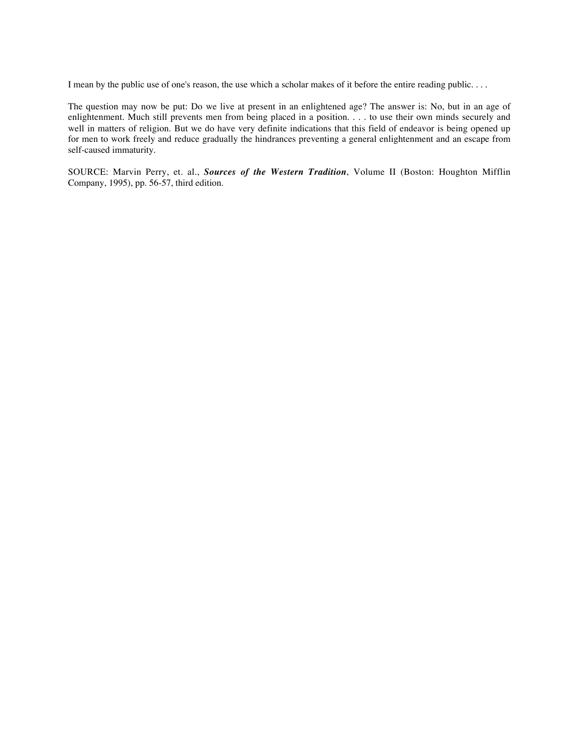I mean by the public use of one's reason, the use which a scholar makes of it before the entire reading public. . . .

The question may now be put: Do we live at present in an enlightened age? The answer is: No, but in an age of enlightenment. Much still prevents men from being placed in a position. . . . to use their own minds securely and well in matters of religion. But we do have very definite indications that this field of endeavor is being opened up for men to work freely and reduce gradually the hindrances preventing a general enlightenment and an escape from self-caused immaturity.

SOURCE: Marvin Perry, et. al., ***Sources of the Western Tradition***, Volume II (Boston: Houghton Mifflin Company, 1995), pp. 56-57, third edition.